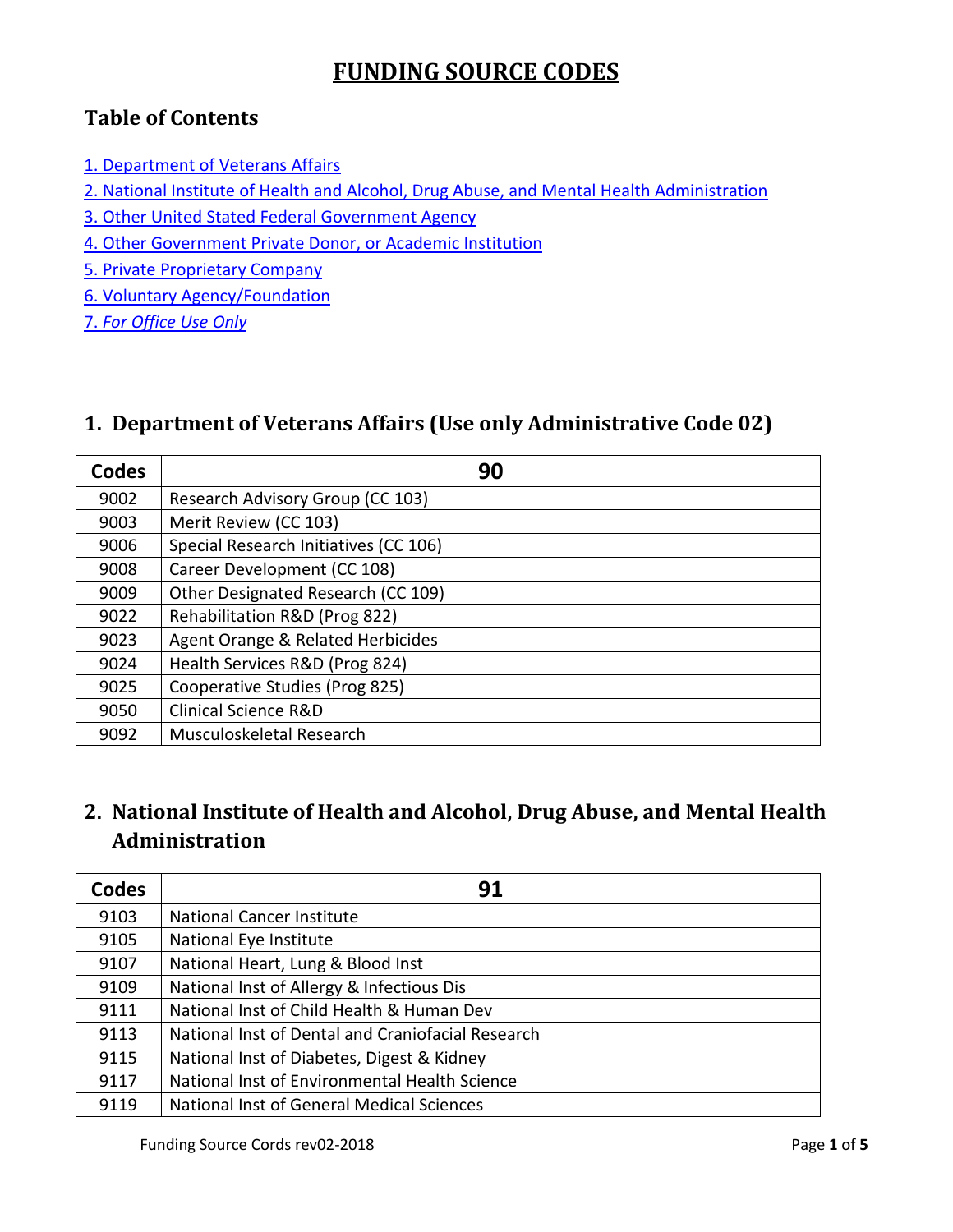# FUNDING SOURCE CODES

## Table of Contents

1. Department of Veterans Affairs
2. National Institute of Health and Alcohol, Drug Abuse, and Mental Health Administration
3. Other United Stated Federal Government Agency
4. Other Government Private Donor, or Academic Institution
5. Private Proprietary Company
6. Voluntary Agency/Foundation
7. *For Office Use Only*

---

## 1. Department of Veterans Affairs (Use only Administrative Code 02)

| Codes | 90 |
|---|---|
| 9002 | Research Advisory Group (CC 103) |
| 9003 | Merit Review (CC 103) |
| 9006 | Special Research Initiatives (CC 106) |
| 9008 | Career Development (CC 108) |
| 9009 | Other Designated Research (CC 109) |
| 9022 | Rehabilitation R&D (Prog 822) |
| 9023 | Agent Orange & Related Herbicides |
| 9024 | Health Services R&D (Prog 824) |
| 9025 | Cooperative Studies (Prog 825) |
| 9050 | Clinical Science R&D |
| 9092 | Musculoskeletal Research |

## 2. National Institute of Health and Alcohol, Drug Abuse, and Mental Health Administration

| Codes | 91 |
|---|---|
| 9103 | National Cancer Institute |
| 9105 | National Eye Institute |
| 9107 | National Heart, Lung & Blood Inst |
| 9109 | National Inst of Allergy & Infectious Dis |
| 9111 | National Inst of Child Health & Human Dev |
| 9113 | National Inst of Dental and Craniofacial Research |
| 9115 | National Inst of Diabetes, Digest & Kidney |
| 9117 | National Inst of Environmental Health Science |
| 9119 | National Inst of General Medical Sciences |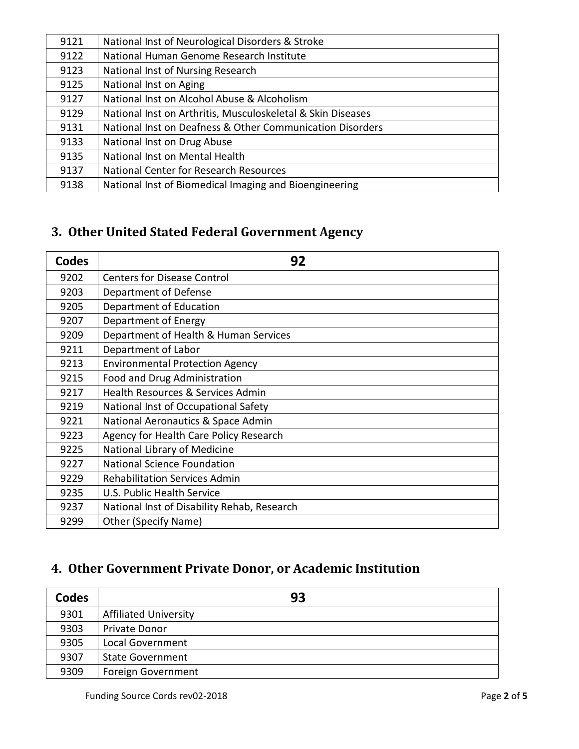| | |
|---|---|
| 9121 | National Inst of Neurological Disorders & Stroke |
| 9122 | National Human Genome Research Institute |
| 9123 | National Inst of Nursing Research |
| 9125 | National Inst on Aging |
| 9127 | National Inst on Alcohol Abuse & Alcoholism |
| 9129 | National Inst on Arthritis, Musculoskeletal & Skin Diseases |
| 9131 | National Inst on Deafness & Other Communication Disorders |
| 9133 | National Inst on Drug Abuse |
| 9135 | National Inst on Mental Health |
| 9137 | National Center for Research Resources |
| 9138 | National Inst of Biomedical Imaging and Bioengineering |

## 3. Other United Stated Federal Government Agency

| Codes | 92 |
|---|---|
| 9202 | Centers for Disease Control |
| 9203 | Department of Defense |
| 9205 | Department of Education |
| 9207 | Department of Energy |
| 9209 | Department of Health & Human Services |
| 9211 | Department of Labor |
| 9213 | Environmental Protection Agency |
| 9215 | Food and Drug Administration |
| 9217 | Health Resources & Services Admin |
| 9219 | National Inst of Occupational Safety |
| 9221 | National Aeronautics & Space Admin |
| 9223 | Agency for Health Care Policy Research |
| 9225 | National Library of Medicine |
| 9227 | National Science Foundation |
| 9229 | Rehabilitation Services Admin |
| 9235 | U.S. Public Health Service |
| 9237 | National Inst of Disability Rehab, Research |
| 9299 | Other (Specify Name) |

## 4. Other Government Private Donor, or Academic Institution

| Codes | 93 |
|---|---|
| 9301 | Affiliated University |
| 9303 | Private Donor |
| 9305 | Local Government |
| 9307 | State Government |
| 9309 | Foreign Government |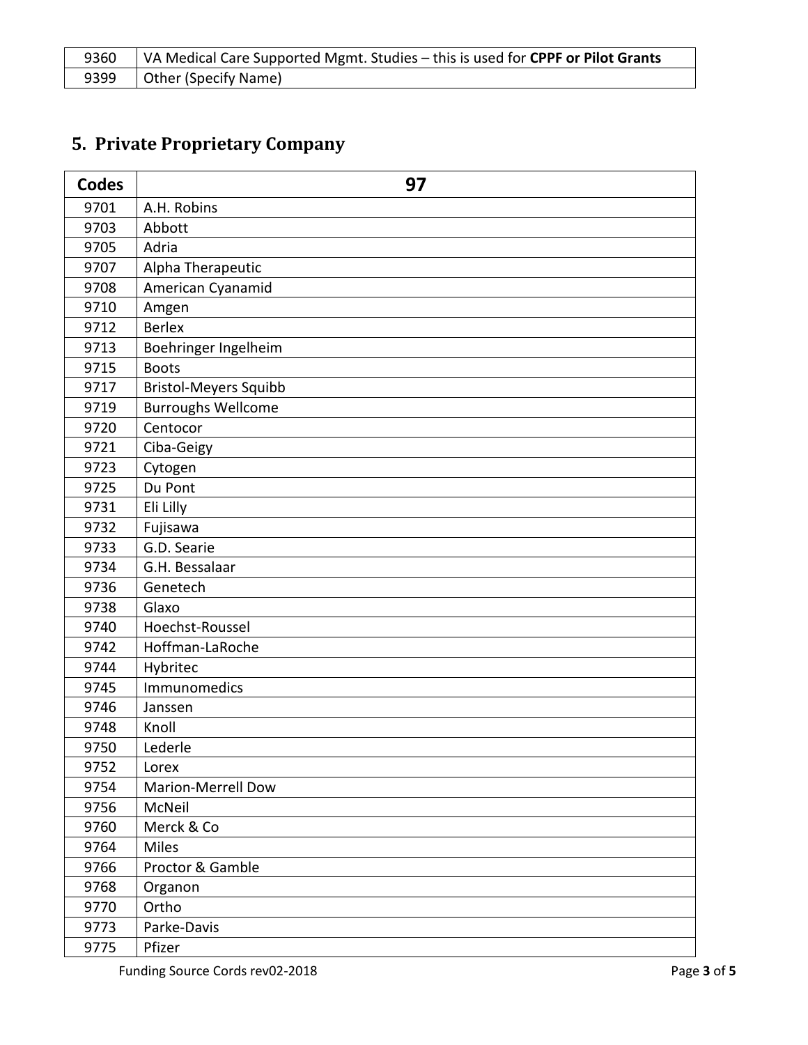| 9360 | VA Medical Care Supported Mgmt. Studies – this is used for **CPPF or Pilot Grants** |
|---|---|
| 9399 | Other (Specify Name) |

## 5. Private Proprietary Company

| Codes | 97 |
|---|---|
| 9701 | A.H. Robins |
| 9703 | Abbott |
| 9705 | Adria |
| 9707 | Alpha Therapeutic |
| 9708 | American Cyanamid |
| 9710 | Amgen |
| 9712 | Berlex |
| 9713 | Boehringer Ingelheim |
| 9715 | Boots |
| 9717 | Bristol-Meyers Squibb |
| 9719 | Burroughs Wellcome |
| 9720 | Centocor |
| 9721 | Ciba-Geigy |
| 9723 | Cytogen |
| 9725 | Du Pont |
| 9731 | Eli Lilly |
| 9732 | Fujisawa |
| 9733 | G.D. Searie |
| 9734 | G.H. Bessalaar |
| 9736 | Genetech |
| 9738 | Glaxo |
| 9740 | Hoechst-Roussel |
| 9742 | Hoffman-LaRoche |
| 9744 | Hybritec |
| 9745 | Immunomedics |
| 9746 | Janssen |
| 9748 | Knoll |
| 9750 | Lederle |
| 9752 | Lorex |
| 9754 | Marion-Merrell Dow |
| 9756 | McNeil |
| 9760 | Merck & Co |
| 9764 | Miles |
| 9766 | Proctor & Gamble |
| 9768 | Organon |
| 9770 | Ortho |
| 9773 | Parke-Davis |
| 9775 | Pfizer |

Funding Source Cords rev02-2018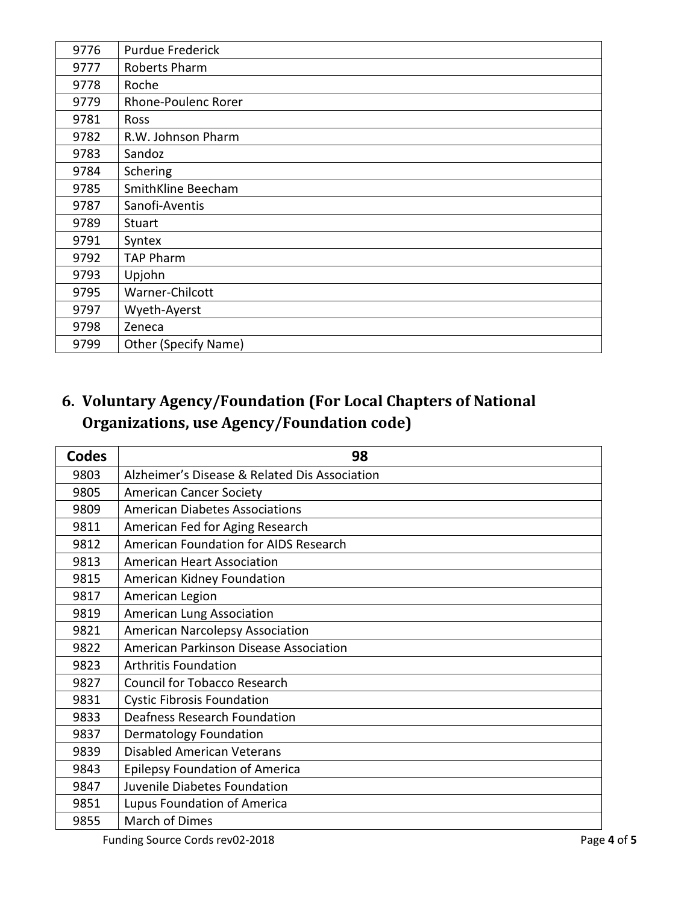| 9776 | Purdue Frederick |
|---|---|
| 9777 | Roberts Pharm |
| 9778 | Roche |
| 9779 | Rhone-Poulenc Rorer |
| 9781 | Ross |
| 9782 | R.W. Johnson Pharm |
| 9783 | Sandoz |
| 9784 | Schering |
| 9785 | SmithKline Beecham |
| 9787 | Sanofi-Aventis |
| 9789 | Stuart |
| 9791 | Syntex |
| 9792 | TAP Pharm |
| 9793 | Upjohn |
| 9795 | Warner-Chilcott |
| 9797 | Wyeth-Ayerst |
| 9798 | Zeneca |
| 9799 | Other (Specify Name) |

## 6. Voluntary Agency/Foundation (For Local Chapters of National Organizations, use Agency/Foundation code)

| Codes | 98 |
|---|---|
| 9803 | Alzheimer's Disease & Related Dis Association |
| 9805 | American Cancer Society |
| 9809 | American Diabetes Associations |
| 9811 | American Fed for Aging Research |
| 9812 | American Foundation for AIDS Research |
| 9813 | American Heart Association |
| 9815 | American Kidney Foundation |
| 9817 | American Legion |
| 9819 | American Lung Association |
| 9821 | American Narcolepsy Association |
| 9822 | American Parkinson Disease Association |
| 9823 | Arthritis Foundation |
| 9827 | Council for Tobacco Research |
| 9831 | Cystic Fibrosis Foundation |
| 9833 | Deafness Research Foundation |
| 9837 | Dermatology Foundation |
| 9839 | Disabled American Veterans |
| 9843 | Epilepsy Foundation of America |
| 9847 | Juvenile Diabetes Foundation |
| 9851 | Lupus Foundation of America |
| 9855 | March of Dimes |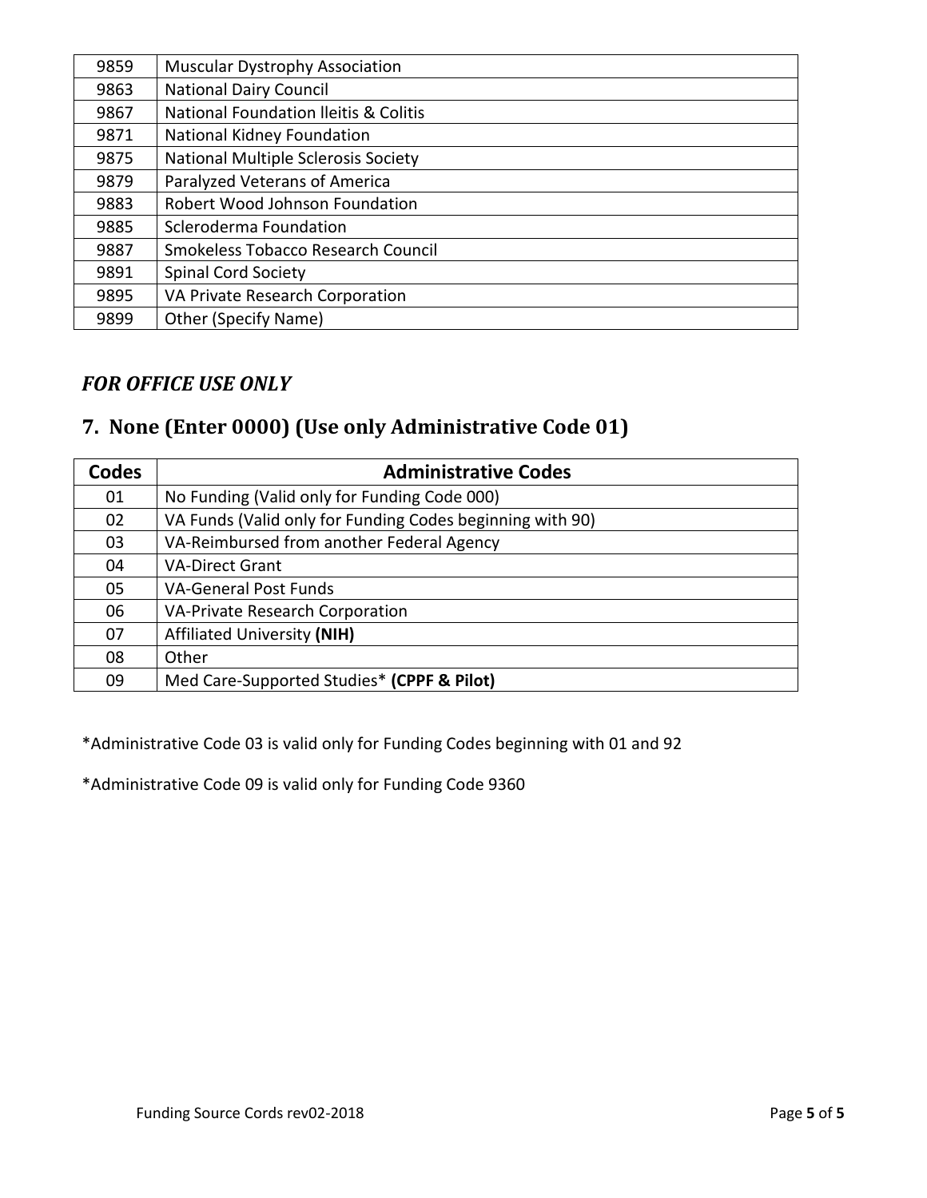| | |
|---|---|
| 9859 | Muscular Dystrophy Association |
| 9863 | National Dairy Council |
| 9867 | National Foundation lleitis & Colitis |
| 9871 | National Kidney Foundation |
| 9875 | National Multiple Sclerosis Society |
| 9879 | Paralyzed Veterans of America |
| 9883 | Robert Wood Johnson Foundation |
| 9885 | Scleroderma Foundation |
| 9887 | Smokeless Tobacco Research Council |
| 9891 | Spinal Cord Society |
| 9895 | VA Private Research Corporation |
| 9899 | Other (Specify Name) |

### *FOR OFFICE USE ONLY*

## 7. None (Enter 0000) (Use only Administrative Code 01)

| Codes | Administrative Codes |
|---|---|
| 01 | No Funding (Valid only for Funding Code 000) |
| 02 | VA Funds (Valid only for Funding Codes beginning with 90) |
| 03 | VA-Reimbursed from another Federal Agency |
| 04 | VA-Direct Grant |
| 05 | VA-General Post Funds |
| 06 | VA-Private Research Corporation |
| 07 | Affiliated University **(NIH)** |
| 08 | Other |
| 09 | Med Care-Supported Studies* **(CPPF & Pilot)** |

*Administrative Code 03 is valid only for Funding Codes beginning with 01 and 92

*Administrative Code 09 is valid only for Funding Code 9360